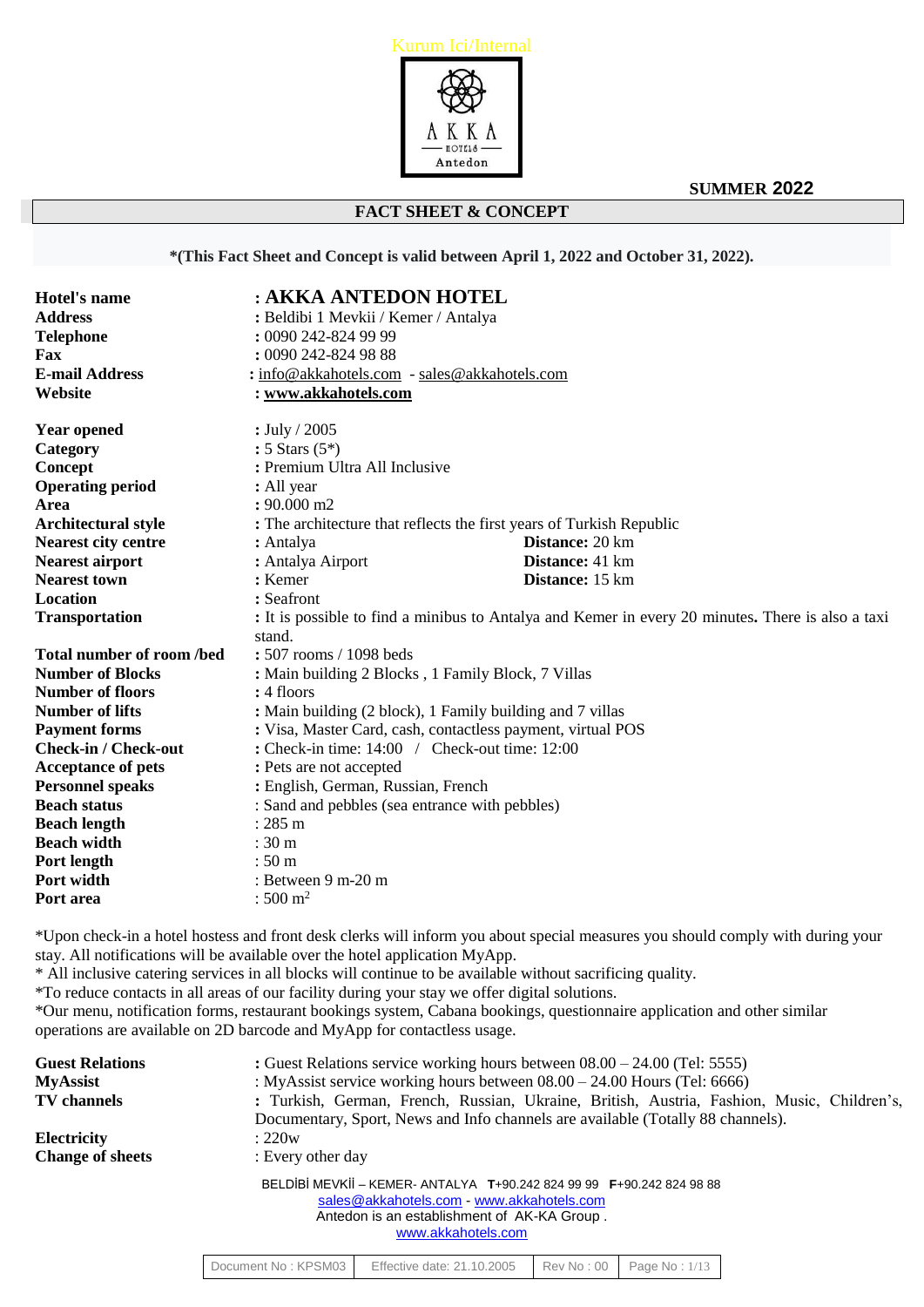Kurum Ici/Internal

SUMMER **2022**

## FACT SHEET & CONCEPT

**\*(This Fact Sheet and Concept is valid between April 1, 2022 and October 31, 2022).**

| | |
|---|---|
| **Hotel's name** | **: AKKA ANTEDON HOTEL** |
| **Address** | **:** Beldibi 1 Mevkii / Kemer / Antalya |
| **Telephone** | **:** 0090 242-824 99 99 |
| **Fax** | **:** 0090 242-824 98 88 |
| **E-mail Address** | **:** info@akkahotels.com - sales@akkahotels.com |
| **Website** | **: www.akkahotels.com** |
| **Year opened** | **:** July / 2005 |
| **Category** | **:** 5 Stars (5*) |
| **Concept** | **:** Premium Ultra All Inclusive |
| **Operating period** | **:** All year |
| **Area** | **:** 90.000 m2 |
| **Architectural style** | **:** The architecture that reflects the first years of Turkish Republic |
| **Nearest city centre** | **:** Antalya **Distance:** 20 km |
| **Nearest airport** | **:** Antalya Airport **Distance:** 41 km |
| **Nearest town** | **:** Kemer **Distance:** 15 km |
| **Location** | **:** Seafront |
| **Transportation** | **:** It is possible to find a minibus to Antalya and Kemer in every 20 minutes**.** There is also a taxi stand. |
| **Total number of room /bed** | **:** 507 rooms / 1098 beds |
| **Number of Blocks** | **:** Main building 2 Blocks , 1 Family Block, 7 Villas |
| **Number of floors** | **:** 4 floors |
| **Number of lifts** | **:** Main building (2 block), 1 Family building and 7 villas |
| **Payment forms** | **:** Visa, Master Card, cash, contactless payment, virtual POS |
| **Check-in / Check-out** | **:** Check-in time: 14:00 / Check-out time: 12:00 |
| **Acceptance of pets** | **:** Pets are not accepted |
| **Personnel speaks** | **:** English, German, Russian, French |
| **Beach status** | : Sand and pebbles (sea entrance with pebbles) |
| **Beach length** | : 285 m |
| **Beach width** | : 30 m |
| **Port length** | : 50 m |
| **Port width** | : Between 9 m-20 m |
| **Port area** | : 500 $m^2$ |

*Upon check-in a hotel hostess and front desk clerks will inform you about special measures you should comply with during your stay. All notifications will be available over the hotel application MyApp.
* All inclusive catering services in all blocks will continue to be available without sacrificing quality.
*To reduce contacts in all areas of our facility during your stay we offer digital solutions.
*Our menu, notification forms, restaurant bookings system, Cabana bookings, questionnaire application and other similar operations are available on 2D barcode and MyApp for contactless usage.

| | |
|---|---|
| **Guest Relations** | **:** Guest Relations service working hours between 08.00 – 24.00 (Tel: 5555) |
| **MyAssist** | : MyAssist service working hours between 08.00 – 24.00 Hours (Tel: 6666) |
| **TV channels** | **:** Turkish, German, French, Russian, Ukraine, British, Austria, Fashion, Music, Children's, Documentary, Sport, News and Info channels are available (Totally 88 channels). |
| **Electricity** | : 220w |
| **Change of sheets** | : Every other day |

BELDİBİ MEVKİİ – KEMER- ANTALYA **T**+90.242 824 99 99 **F**+90.242 824 98 88
sales@akkahotels.com - www.akkahotels.com
Antedon is an establishment of AK-KA Group .
www.akkahotels.com

| Document No : KPSM03 | Effective date: 21.10.2005 | Rev No : 00 |
|---|---|---|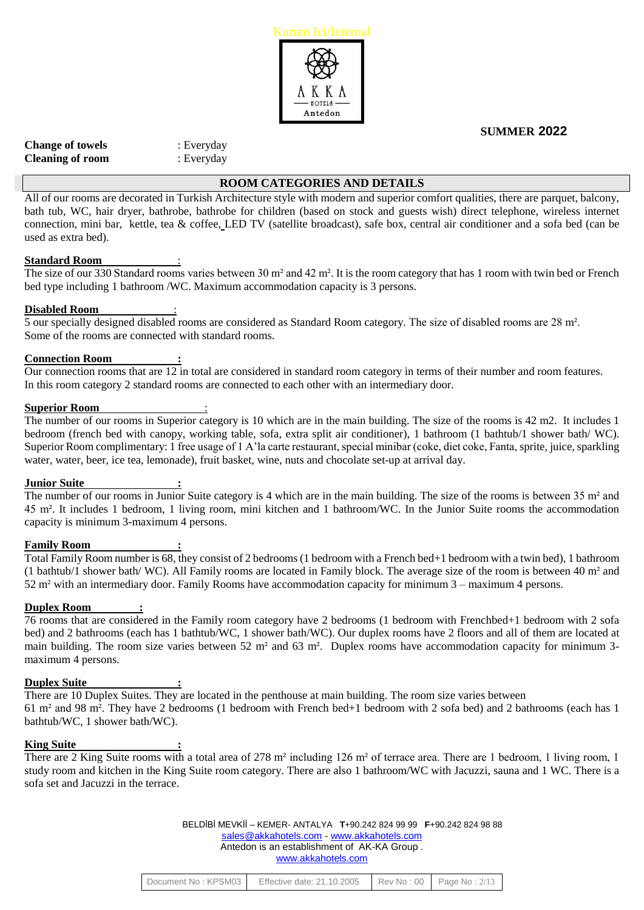**SUMMER 2022**

**Change of towels** : Everyday
**Cleaning of room** : Everyday

## ROOM CATEGORIES AND DETAILS

All of our rooms are decorated in Turkish Architecture style with modern and superior comfort qualities, there are parquet, balcony, bath tub, WC, hair dryer, bathrobe, bathrobe for children (based on stock and guests wish) direct telephone, wireless internet connection, mini bar, kettle, tea & coffee, LED TV (satellite broadcast), safe box, central air conditioner and a sofa bed (can be used as extra bed).

**Standard Room** :
The size of our 330 Standard rooms varies between 30 m² and 42 m². It is the room category that has 1 room with twin bed or French bed type including 1 bathroom /WC. Maximum accommodation capacity is 3 persons.

**Disabled Room** :
5 our specially designed disabled rooms are considered as Standard Room category. The size of disabled rooms are 28 m². Some of the rooms are connected with standard rooms.

**Connection Room** :
Our connection rooms that are 12 in total are considered in standard room category in terms of their number and room features. In this room category 2 standard rooms are connected to each other with an intermediary door.

**Superior Room** :
The number of our rooms in Superior category is 10 which are in the main building. The size of the rooms is 42 m2. It includes 1 bedroom (french bed with canopy, working table, sofa, extra split air conditioner), 1 bathroom (1 bathtub/1 shower bath/ WC). Superior Room complimentary: 1 free usage of 1 A'la carte restaurant, special minibar (coke, diet coke, Fanta, sprite, juice, sparkling water, water, beer, ice tea, lemonade), fruit basket, wine, nuts and chocolate set-up at arrival day.

**Junior Suite** :
The number of our rooms in Junior Suite category is 4 which are in the main building. The size of the rooms is between 35 m² and 45 m². It includes 1 bedroom, 1 living room, mini kitchen and 1 bathroom/WC. In the Junior Suite rooms the accommodation capacity is minimum 3-maximum 4 persons.

**Family Room** :
Total Family Room number is 68, they consist of 2 bedrooms (1 bedroom with a French bed+1 bedroom with a twin bed), 1 bathroom (1 bathtub/1 shower bath/ WC). All Family rooms are located in Family block. The average size of the room is between 40 m² and 52 m² with an intermediary door. Family Rooms have accommodation capacity for minimum 3 – maximum 4 persons.

**Duplex Room** :
76 rooms that are considered in the Family room category have 2 bedrooms (1 bedroom with Frenchbed+1 bedroom with 2 sofa bed) and 2 bathrooms (each has 1 bathtub/WC, 1 shower bath/WC). Our duplex rooms have 2 floors and all of them are located at main building. The room size varies between 52 m² and 63 m². Duplex rooms have accommodation capacity for minimum 3-maximum 4 persons.

**Duplex Suite** :
There are 10 Duplex Suites. They are located in the penthouse at main building. The room size varies between 61 m² and 98 m². They have 2 bedrooms (1 bedroom with French bed+1 bedroom with 2 sofa bed) and 2 bathrooms (each has 1 bathtub/WC, 1 shower bath/WC).

**King Suite** :
There are 2 King Suite rooms with a total area of 278 m² including 126 m² of terrace area. There are 1 bedroom, 1 living room, 1 study room and kitchen in the King Suite room category. There are also 1 bathroom/WC with Jacuzzi, sauna and 1 WC. There is a sofa set and Jacuzzi in the terrace.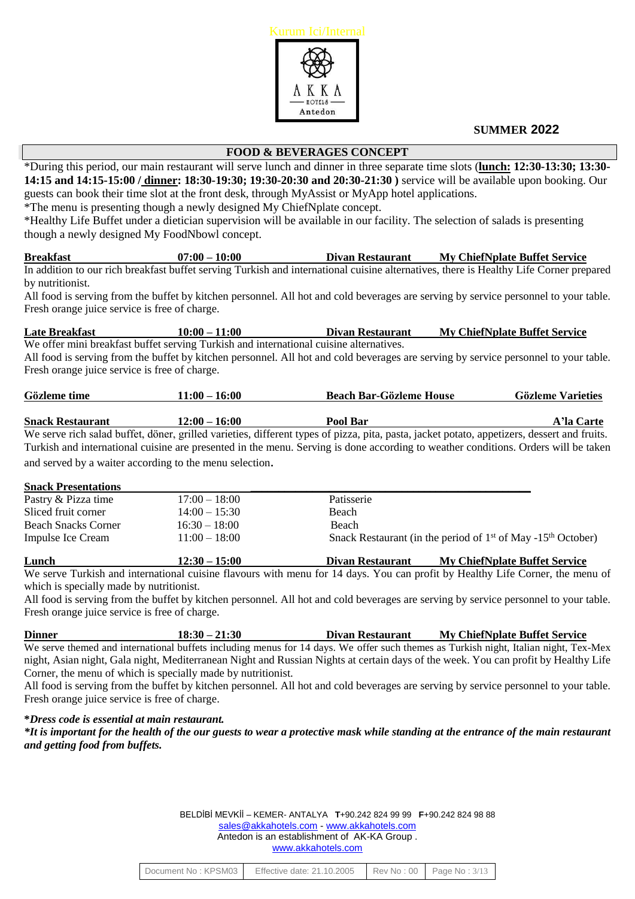Kurum Ici/Internal

**SUMMER 2022**

## FOOD & BEVERAGES CONCEPT

*During this period, our main restaurant will serve lunch and dinner in three separate time slots (**lunch: 12:30-13:30; 13:30-14:15 and 14:15-15:00 / dinner: 18:30-19:30; 19:30-20:30 and 20:30-21:30 )** service will be available upon booking. Our guests can book their time slot at the front desk, through MyAssist or MyApp hotel applications.
*The menu is presenting though a newly designed My ChiefNplate concept.
*Healthy Life Buffet under a dietician supervision will be available in our facility. The selection of salads is presenting though a newly designed My FoodNbowl concept.

| **Breakfast** | **07:00 – 10:00** | **Divan Restaurant** | **My ChiefNplate Buffet Service** |
|---|---|---|---|

In addition to our rich breakfast buffet serving Turkish and international cuisine alternatives, there is Healthy Life Corner prepared by nutritionist.
All food is serving from the buffet by kitchen personnel. All hot and cold beverages are serving by service personnel to your table. Fresh orange juice service is free of charge.

| **Late Breakfast** | **10:00 – 11:00** | **Divan Restaurant** | **My ChiefNplate Buffet Service** |
|---|---|---|---|

We offer mini breakfast buffet serving Turkish and international cuisine alternatives.
All food is serving from the buffet by kitchen personnel. All hot and cold beverages are serving by service personnel to your table. Fresh orange juice service is free of charge.

| **Gözleme time** | **11:00 – 16:00** | **Beach Bar-Gözleme House** | **Gözleme Varieties** |
|---|---|---|---|

| **Snack Restaurant** | **12:00 – 16:00** | **Pool Bar** | **A'la Carte** |
|---|---|---|---|

We serve rich salad buffet, döner, grilled varieties, different types of pizza, pita, pasta, jacket potato, appetizers, dessert and fruits. Turkish and international cuisine are presented in the menu. Serving is done according to weather conditions. Orders will be taken and served by a waiter according to the menu selection.

| **Snack Presentations** | | |
|---|---|---|
| Pastry & Pizza time | 17:00 – 18:00 | Patisserie |
| Sliced fruit corner | 14:00 – 15:30 | Beach |
| Beach Snacks Corner | 16:30 – 18:00 | Beach |
| Impulse Ice Cream | 11:00 – 18:00 | Snack Restaurant (in the period of 1st of May -15th October) |

| **Lunch** | **12:30 – 15:00** | **Divan Restaurant** | **My ChiefNplate Buffet Service** |
|---|---|---|---|

We serve Turkish and international cuisine flavours with menu for 14 days. You can profit by Healthy Life Corner, the menu of which is specially made by nutritionist.
All food is serving from the buffet by kitchen personnel. All hot and cold beverages are serving by service personnel to your table. Fresh orange juice service is free of charge.

| **Dinner** | **18:30 – 21:30** | **Divan Restaurant** | **My ChiefNplate Buffet Service** |
|---|---|---|---|

We serve themed and international buffets including menus for 14 days. We offer such themes as Turkish night, Italian night, Tex-Mex night, Asian night, Gala night, Mediterranean Night and Russian Nights at certain days of the week. You can profit by Healthy Life Corner, the menu of which is specially made by nutritionist.
All food is serving from the buffet by kitchen personnel. All hot and cold beverages are serving by service personnel to your table. Fresh orange juice service is free of charge.

***Dress code is essential at main restaurant.***
***It is important for the health of the our guests to wear a protective mask while standing at the entrance of the main restaurant and getting food from buffets.***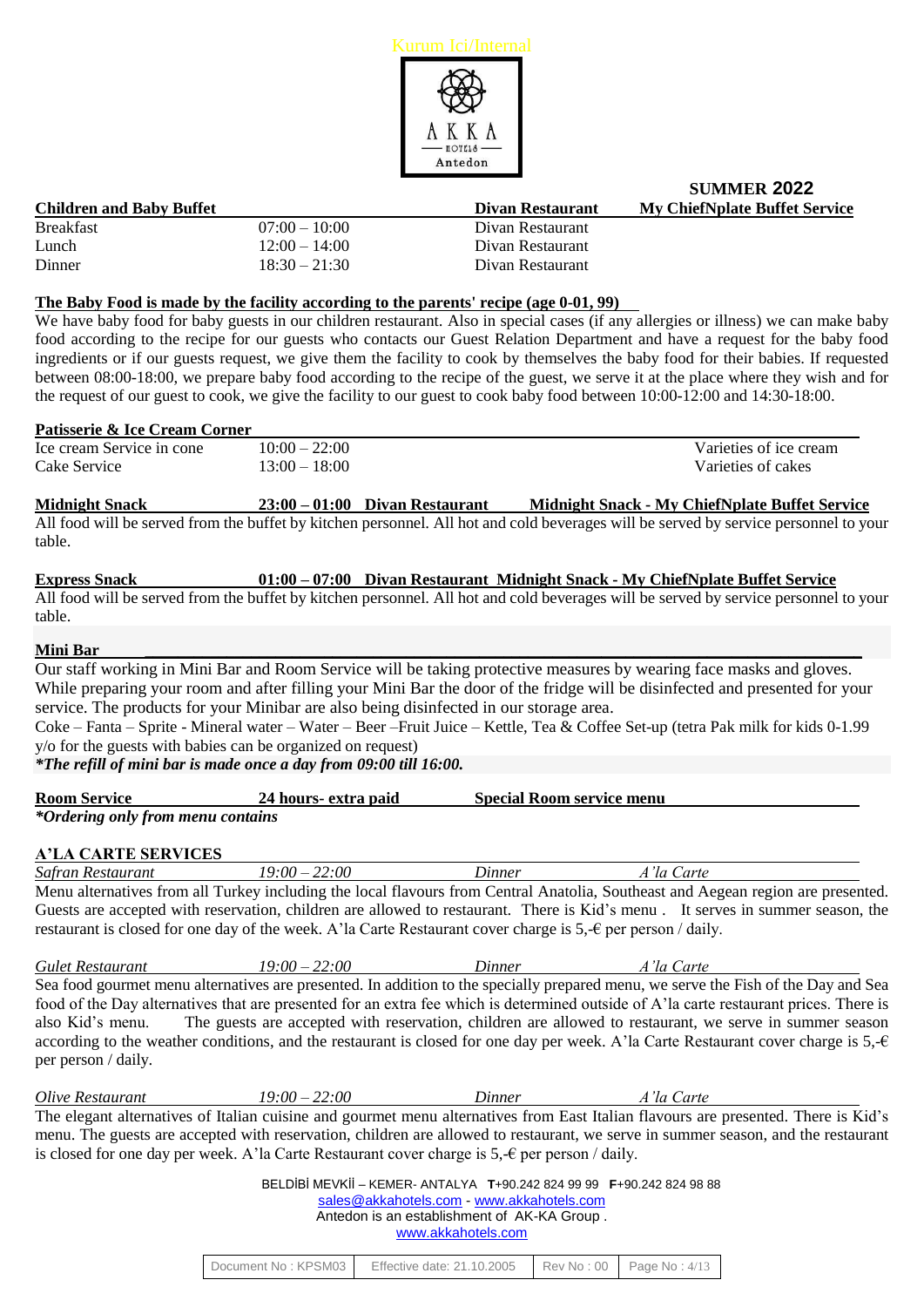Kurum Ici/Internal

AKKA HOTELS Antedon

**SUMMER 2022**

| **Children and Baby Buffet** | | **Divan Restaurant** | **My ChiefNplate Buffet Service** |
|---|---|---|---|
| Breakfast | 07:00 – 10:00 | Divan Restaurant | |
| Lunch | 12:00 – 14:00 | Divan Restaurant | |
| Dinner | 18:30 – 21:30 | Divan Restaurant | |

**The Baby Food is made by the facility according to the parents' recipe (age 0-01, 99)**

We have baby food for baby guests in our children restaurant. Also in special cases (if any allergies or illness) we can make baby food according to the recipe for our guests who contacts our Guest Relation Department and have a request for the baby food ingredients or if our guests request, we give them the facility to cook by themselves the baby food for their babies. If requested between 08:00-18:00, we prepare baby food according to the recipe of the guest, we serve it at the place where they wish and for the request of our guest to cook, we give the facility to our guest to cook baby food between 10:00-12:00 and 14:30-18:00.

**Patisserie & Ice Cream Corner**

| | | |
|---|---|---|
| Ice cream Service in cone | 10:00 – 22:00 | Varieties of ice cream |
| Cake Service | 13:00 – 18:00 | Varieties of cakes |

**Midnight Snack** **23:00 – 01:00** **Divan Restaurant** **Midnight Snack - My ChiefNplate Buffet Service**

All food will be served from the buffet by kitchen personnel. All hot and cold beverages will be served by service personnel to your table.

**Express Snack** **01:00 – 07:00** **Divan Restaurant** **Midnight Snack - My ChiefNplate Buffet Service**

All food will be served from the buffet by kitchen personnel. All hot and cold beverages will be served by service personnel to your table.

**Mini Bar**

Our staff working in Mini Bar and Room Service will be taking protective measures by wearing face masks and gloves. While preparing your room and after filling your Mini Bar the door of the fridge will be disinfected and presented for your service. The products for your Minibar are also being disinfected in our storage area.

Coke – Fanta – Sprite - Mineral water – Water – Beer –Fruit Juice – Kettle, Tea & Coffee Set-up (tetra Pak milk for kids 0-1.99 y/o for the guests with babies can be organized on request)

***The refill of mini bar is made once a day from 09:00 till 16:00.***

**Room Service** **24 hours- extra paid** **Special Room service menu**

***Ordering only from menu contains***

**A'LA CARTE SERVICES**

*Safran Restaurant* *19:00 – 22:00* *Dinner* *A'la Carte*

Menu alternatives from all Turkey including the local flavours from Central Anatolia, Southeast and Aegean region are presented. Guests are accepted with reservation, children are allowed to restaurant. There is Kid's menu . It serves in summer season, the restaurant is closed for one day of the week. A'la Carte Restaurant cover charge is 5,-€ per person / daily.

*Gulet Restaurant* *19:00 – 22:00* *Dinner* *A'la Carte*

Sea food gourmet menu alternatives are presented. In addition to the specially prepared menu, we serve the Fish of the Day and Sea food of the Day alternatives that are presented for an extra fee which is determined outside of A'la carte restaurant prices. There is also Kid's menu. The guests are accepted with reservation, children are allowed to restaurant, we serve in summer season according to the weather conditions, and the restaurant is closed for one day per week. A'la Carte Restaurant cover charge is 5,-€ per person / daily.

*Olive Restaurant* *19:00 – 22:00* *Dinner* *A'la Carte*

The elegant alternatives of Italian cuisine and gourmet menu alternatives from East Italian flavours are presented. There is Kid's menu. The guests are accepted with reservation, children are allowed to restaurant, we serve in summer season, and the restaurant is closed for one day per week. A'la Carte Restaurant cover charge is 5,-€ per person / daily.

BELDİBİ MEVKİİ – KEMER- ANTALYA **T**+90.242 824 99 99 **F**+90.242 824 98 88
sales@akkahotels.com - www.akkahotels.com
Antedon is an establishment of AK-KA Group .
www.akkahotels.com

| Document No : KPSM03 | Effective date: 21.10.2005 | Rev No : 00 |
|---|---|---|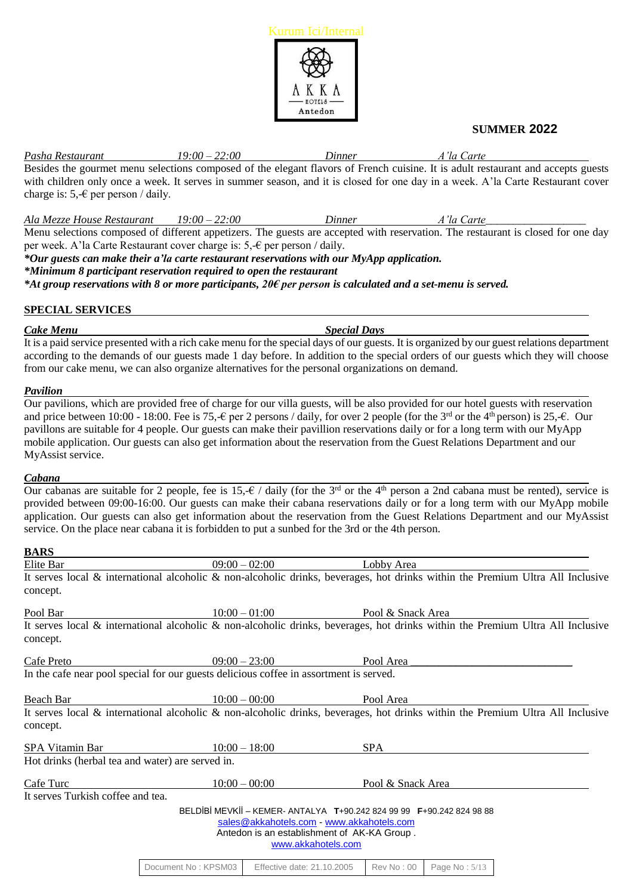Kurum Ici/Internal

AKKA HOTELS Antedon

**SUMMER 2022**

*Pasha Restaurant* *19:00 – 22:00* *Dinner* *A'la Carte*

Besides the gourmet menu selections composed of the elegant flavors of French cuisine. It is adult restaurant and accepts guests with children only once a week. It serves in summer season, and it is closed for one day in a week. A'la Carte Restaurant cover charge is: 5,-€ per person / daily.

*Ala Mezze House Restaurant* *19:00 – 22:00* *Dinner* *A'la Carte*

Menu selections composed of different appetizers. The guests are accepted with reservation. The restaurant is closed for one day per week. A'la Carte Restaurant cover charge is: 5,-€ per person / daily.

***Our guests can make their a'la carte restaurant reservations with our MyApp application.***

***Minimum 8 participant reservation required to open the restaurant***

***At group reservations with 8 or more participants, 20€ per person is calculated and a set-menu is served.***

## SPECIAL SERVICES

***Cake Menu*** ***Special Days***

It is a paid service presented with a rich cake menu for the special days of our guests. It is organized by our guest relations department according to the demands of our guests made 1 day before. In addition to the special orders of our guests which they will choose from our cake menu, we can also organize alternatives for the personal organizations on demand.

***Pavilion***

Our pavilions, which are provided free of charge for our villa guests, will be also provided for our hotel guests with reservation and price between 10:00 - 18:00. Fee is 75,-€ per 2 persons / daily, for over 2 people (for the 3rd or the 4th person) is 25,-€. Our pavillons are suitable for 4 people. Our guests can make their pavillion reservations daily or for a long term with our MyApp mobile application. Our guests can also get information about the reservation from the Guest Relations Department and our MyAssist service.

***Cabana***

Our cabanas are suitable for 2 people, fee is 15,-€ / daily (for the 3rd or the 4th person a 2nd cabana must be rented), service is provided between 09:00-16:00. Our guests can make their cabana reservations daily or for a long term with our MyApp mobile application. Our guests can also get information about the reservation from the Guest Relations Department and our MyAssist service. On the place near cabana it is forbidden to put a sunbed for the 3rd or the 4th person.

## BARS

Elite Bar 09:00 – 02:00 Lobby Area

It serves local & international alcoholic & non-alcoholic drinks, beverages, hot drinks within the Premium Ultra All Inclusive concept.

Pool Bar 10:00 – 01:00 Pool & Snack Area

It serves local & international alcoholic & non-alcoholic drinks, beverages, hot drinks within the Premium Ultra All Inclusive concept.

Cafe Preto 09:00 – 23:00 Pool Area

In the cafe near pool special for our guests delicious coffee in assortment is served.

Beach Bar 10:00 – 00:00 Pool Area

It serves local & international alcoholic & non-alcoholic drinks, beverages, hot drinks within the Premium Ultra All Inclusive concept.

SPA Vitamin Bar 10:00 – 18:00 SPA

Hot drinks (herbal tea and water) are served in.

Cafe Turc 10:00 – 00:00 Pool & Snack Area

It serves Turkish coffee and tea.

BELDİBİ MEVKİİ – KEMER- ANTALYA **T**+90.242 824 99 99 **F**+90.242 824 98 88
sales@akkahotels.com - www.akkahotels.com
Antedon is an establishment of AK-KA Group .
www.akkahotels.com

| Document No : KPSM03 | Effective date: 21.10.2005 | Rev No : 00 | Page No : 5/13 |
|---|---|---|---|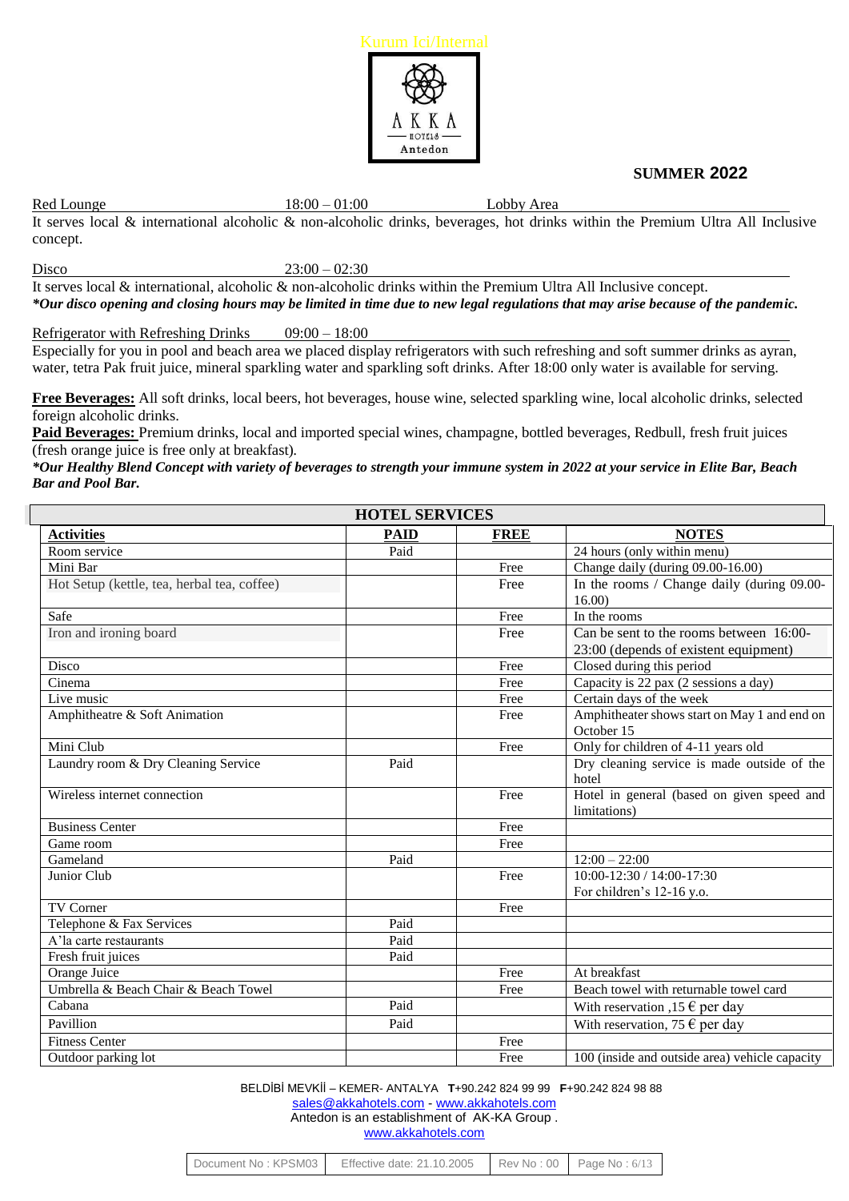Kurum Ici/Internal

AKKA HOTELS Antedon

**SUMMER 2022**

Red Lounge 18:00 – 01:00 Lobby Area

It serves local & international alcoholic & non-alcoholic drinks, beverages, hot drinks within the Premium Ultra All Inclusive concept.

Disco 23:00 – 02:30

It serves local & international, alcoholic & non-alcoholic drinks within the Premium Ultra All Inclusive concept.

***Our disco opening and closing hours may be limited in time due to new legal regulations that may arise because of the pandemic.***

Refrigerator with Refreshing Drinks 09:00 – 18:00

Especially for you in pool and beach area we placed display refrigerators with such refreshing and soft summer drinks as ayran, water, tetra Pak fruit juice, mineral sparkling water and sparkling soft drinks. After 18:00 only water is available for serving.

**Free Beverages:** All soft drinks, local beers, hot beverages, house wine, selected sparkling wine, local alcoholic drinks, selected foreign alcoholic drinks.

**Paid Beverages:** Premium drinks, local and imported special wines, champagne, bottled beverages, Redbull, fresh fruit juices (fresh orange juice is free only at breakfast).

***Our Healthy Blend Concept with variety of beverages to strength your immune system in 2022 at your service in Elite Bar, Beach Bar and Pool Bar.***

**HOTEL SERVICES**

| Activities | PAID | FREE | NOTES |
|---|---|---|---|
| Room service | Paid | | 24 hours (only within menu) |
| Mini Bar | | Free | Change daily (during 09.00-16.00) |
| Hot Setup (kettle, tea, herbal tea, coffee) | | Free | In the rooms / Change daily (during 09.00-16.00) |
| Safe | | Free | In the rooms |
| Iron and ironing board | | Free | Can be sent to the rooms between 16:00-23:00 (depends of existent equipment) |
| Disco | | Free | Closed during this period |
| Cinema | | Free | Capacity is 22 pax (2 sessions a day) |
| Live music | | Free | Certain days of the week |
| Amphitheatre & Soft Animation | | Free | Amphitheater shows start on May 1 and end on October 15 |
| Mini Club | | Free | Only for children of 4-11 years old |
| Laundry room & Dry Cleaning Service | Paid | | Dry cleaning service is made outside of the hotel |
| Wireless internet connection | | Free | Hotel in general (based on given speed and limitations) |
| Business Center | | Free | |
| Game room | | Free | |
| Gameland | Paid | | 12:00 – 22:00 |
| Junior Club | | Free | 10:00-12:30 / 14:00-17:30 For children's 12-16 y.o. |
| TV Corner | | Free | |
| Telephone & Fax Services | Paid | | |
| A'la carte restaurants | Paid | | |
| Fresh fruit juices | Paid | | |
| Orange Juice | | Free | At breakfast |
| Umbrella & Beach Chair & Beach Towel | | Free | Beach towel with returnable towel card |
| Cabana | Paid | | With reservation ,15 € per day |
| Pavillion | Paid | | With reservation, 75 € per day |
| Fitness Center | | Free | |
| Outdoor parking lot | | Free | 100 (inside and outside area) vehicle capacity |

BELDİBİ MEVKİİ – KEMER- ANTALYA **T**+90.242 824 99 99 **F**+90.242 824 98 88
sales@akkahotels.com - www.akkahotels.com
Antedon is an establishment of AK-KA Group .
www.akkahotels.com

| Document No : KPSM03 | Effective date: 21.10.2005 | Rev No : 00 |
|---|---|---|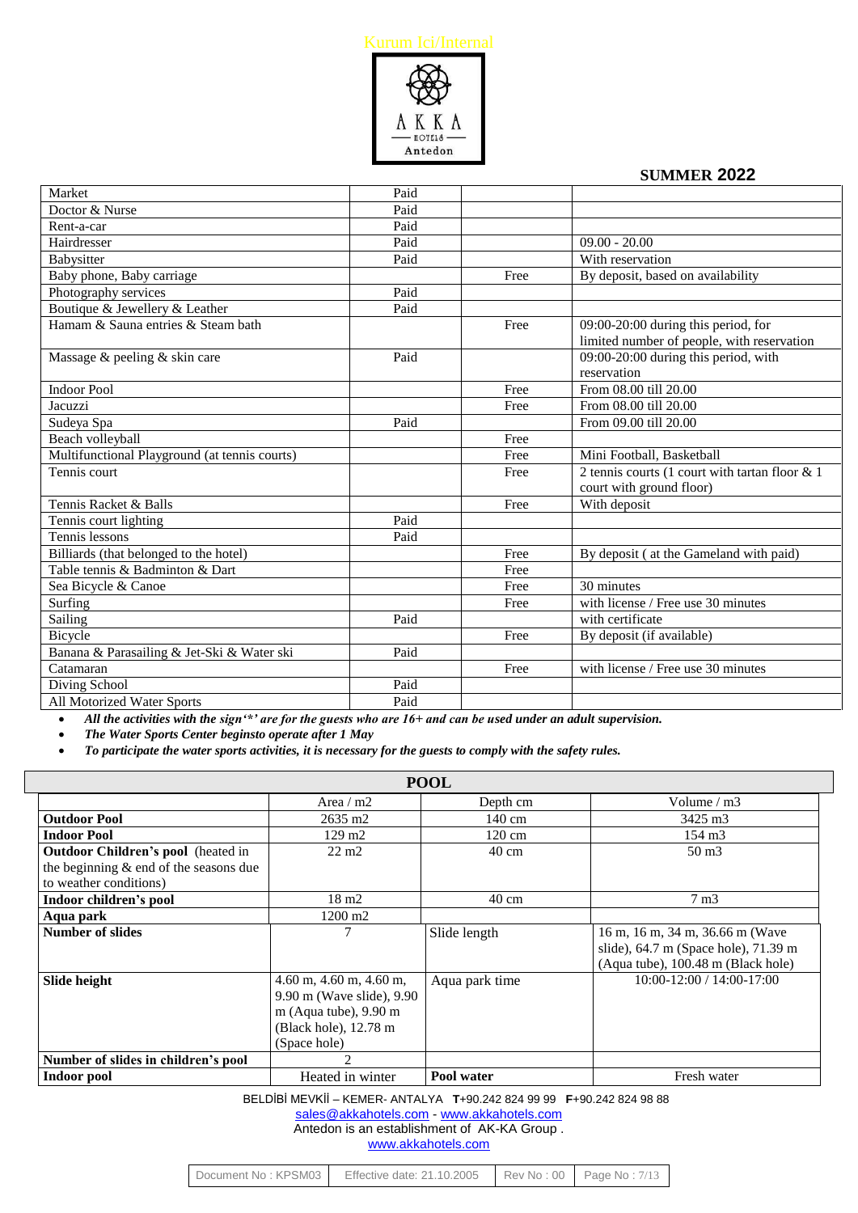Kurum Ici/Internal

AKKA HOTELS Antedon

**SUMMER 2022**

| | | | |
|---|---|---|---|
| Market | Paid | | |
| Doctor & Nurse | Paid | | |
| Rent-a-car | Paid | | |
| Hairdresser | Paid | | 09.00 - 20.00 |
| Babysitter | Paid | | With reservation |
| Baby phone, Baby carriage | | Free | By deposit, based on availability |
| Photography services | Paid | | |
| Boutique & Jewellery & Leather | Paid | | |
| Hamam & Sauna entries & Steam bath | | Free | 09:00-20:00 during this period, for limited number of people, with reservation |
| Massage & peeling & skin care | Paid | | 09:00-20:00 during this period, with reservation |
| Indoor Pool | | Free | From 08.00 till 20.00 |
| Jacuzzi | | Free | From 08.00 till 20.00 |
| Sudeya Spa | Paid | | From 09.00 till 20.00 |
| Beach volleyball | | Free | |
| Multifunctional Playground (at tennis courts) | | Free | Mini Football, Basketball |
| Tennis court | | Free | 2 tennis courts (1 court with tartan floor & 1 court with ground floor) |
| Tennis Racket & Balls | | Free | With deposit |
| Tennis court lighting | Paid | | |
| Tennis lessons | Paid | | |
| Billiards (that belonged to the hotel) | | Free | By deposit ( at the Gameland with paid) |
| Table tennis & Badminton & Dart | | Free | |
| Sea Bicycle & Canoe | | Free | 30 minutes |
| Surfing | | Free | with license / Free use 30 minutes |
| Sailing | Paid | | with certificate |
| Bicycle | | Free | By deposit (if available) |
| Banana & Parasailing & Jet-Ski & Water ski | Paid | | |
| Catamaran | | Free | with license / Free use 30 minutes |
| Diving School | Paid | | |
| All Motorized Water Sports | Paid | | |

- ***All the activities with the sign'\*' are for the guests who are 16+ and can be used under an adult supervision.***
- ***The Water Sports Center beginsto operate after 1 May***
- ***To participate the water sports activities, it is necessary for the guests to comply with the safety rules.***

**POOL**

| | Area / m2 | Depth cm | Volume / m3 |
|---|---|---|---|
| **Outdoor Pool** | 2635 m2 | 140 cm | 3425 m3 |
| **Indoor Pool** | 129 m2 | 120 cm | 154 m3 |
| **Outdoor Children's pool** (heated in the beginning & end of the seasons due to weather conditions) | 22 m2 | 40 cm | 50 m3 |
| **Indoor children's pool** | 18 m2 | 40 cm | 7 m3 |
| **Aqua park** | 1200 m2 | | |
| **Number of slides** | 7 | Slide length | 16 m, 16 m, 34 m, 36.66 m (Wave slide), 64.7 m (Space hole), 71.39 m (Aqua tube), 100.48 m (Black hole) |
| **Slide height** | 4.60 m, 4.60 m, 4.60 m, 9.90 m (Wave slide), 9.90 m (Aqua tube), 9.90 m (Black hole), 12.78 m (Space hole) | Aqua park time | 10:00-12:00 / 14:00-17:00 |
| **Number of slides in children's pool** | 2 | | |
| **Indoor pool** | Heated in winter | **Pool water** | Fresh water |

BELDİBİ MEVKİİ – KEMER- ANTALYA **T**+90.242 824 99 99 **F**+90.242 824 98 88
sales@akkahotels.com - www.akkahotels.com
Antedon is an establishment of AK-KA Group .
www.akkahotels.com

| Document No : KPSM03 | Effective date: 21.10.2005 | Rev No : 00 |
|---|---|---|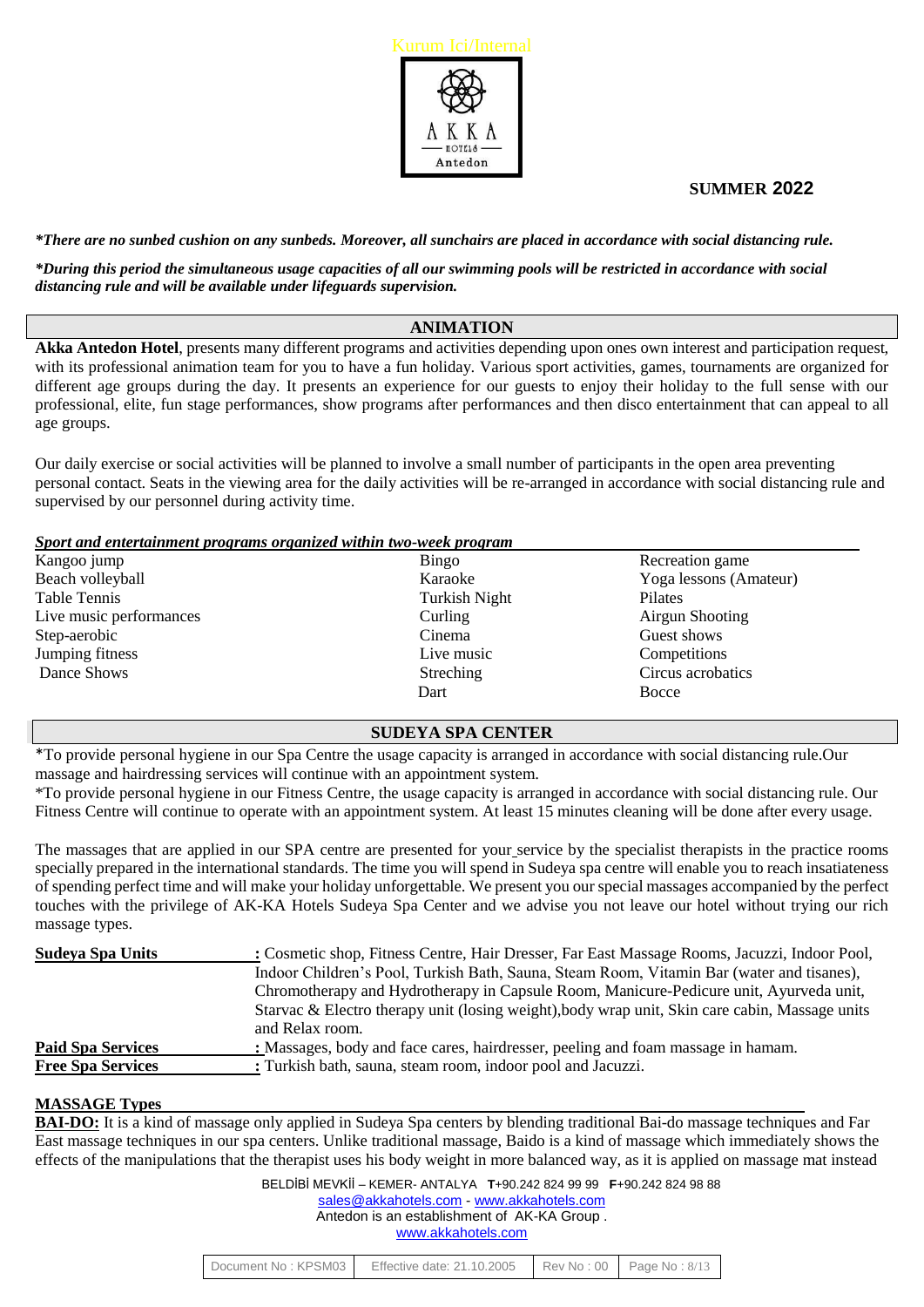**SUMMER 2022**

***There are no sunbed cushion on any sunbeds. Moreover, all sunchairs are placed in accordance with social distancing rule.***

***During this period the simultaneous usage capacities of all our swimming pools will be restricted in accordance with social distancing rule and will be available under lifeguards supervision.***

## ANIMATION

**Akka Antedon Hotel**, presents many different programs and activities depending upon ones own interest and participation request, with its professional animation team for you to have a fun holiday. Various sport activities, games, tournaments are organized for different age groups during the day. It presents an experience for our guests to enjoy their holiday to the full sense with our professional, elite, fun stage performances, show programs after performances and then disco entertainment that can appeal to all age groups.

Our daily exercise or social activities will be planned to involve a small number of participants in the open area preventing personal contact. Seats in the viewing area for the daily activities will be re-arranged in accordance with social distancing rule and supervised by our personnel during activity time.

***Sport and entertainment programs organized within two-week program***

| | | |
|---|---|---|
| Kangoo jump | Bingo | Recreation game |
| Beach volleyball | Karaoke | Yoga lessons (Amateur) |
| Table Tennis | Turkish Night | Pilates |
| Live music performances | Curling | Airgun Shooting |
| Step-aerobic | Cinema | Guest shows |
| Jumping fitness | Live music | Competitions |
| Dance Shows | Streching | Circus acrobatics |
| | Dart | Bocce |

## SUDEYA SPA CENTER

*To provide personal hygiene in our Spa Centre the usage capacity is arranged in accordance with social distancing rule.Our massage and hairdressing services will continue with an appointment system.
*To provide personal hygiene in our Fitness Centre, the usage capacity is arranged in accordance with social distancing rule. Our Fitness Centre will continue to operate with an appointment system. At least 15 minutes cleaning will be done after every usage.

The massages that are applied in our SPA centre are presented for your service by the specialist therapists in the practice rooms specially prepared in the international standards. The time you will spend in Sudeya spa centre will enable you to reach insatiateness of spending perfect time and will make your holiday unforgettable. We present you our special massages accompanied by the perfect touches with the privilege of AK-KA Hotels Sudeya Spa Center and we advise you not leave our hotel without trying our rich massage types.

**Sudeya Spa Units** : Cosmetic shop, Fitness Centre, Hair Dresser, Far East Massage Rooms, Jacuzzi, Indoor Pool, Indoor Children's Pool, Turkish Bath, Sauna, Steam Room, Vitamin Bar (water and tisanes), Chromotherapy and Hydrotherapy in Capsule Room, Manicure-Pedicure unit, Ayurveda unit, Starvac & Electro therapy unit (losing weight),body wrap unit, Skin care cabin, Massage units and Relax room.

**Paid Spa Services** : Massages, body and face cares, hairdresser, peeling and foam massage in hamam.

**Free Spa Services** : Turkish bath, sauna, steam room, indoor pool and Jacuzzi.

**MASSAGE Types**

**BAI-DO:** It is a kind of massage only applied in Sudeya Spa centers by blending traditional Bai-do massage techniques and Far East massage techniques in our spa centers. Unlike traditional massage, Baido is a kind of massage which immediately shows the effects of the manipulations that the therapist uses his body weight in more balanced way, as it is applied on massage mat instead

BELDİBİ MEVKİİ – KEMER- ANTALYA **T**+90.242 824 99 99 **F**+90.242 824 98 88
sales@akkahotels.com - www.akkahotels.com
Antedon is an establishment of AK-KA Group .
www.akkahotels.com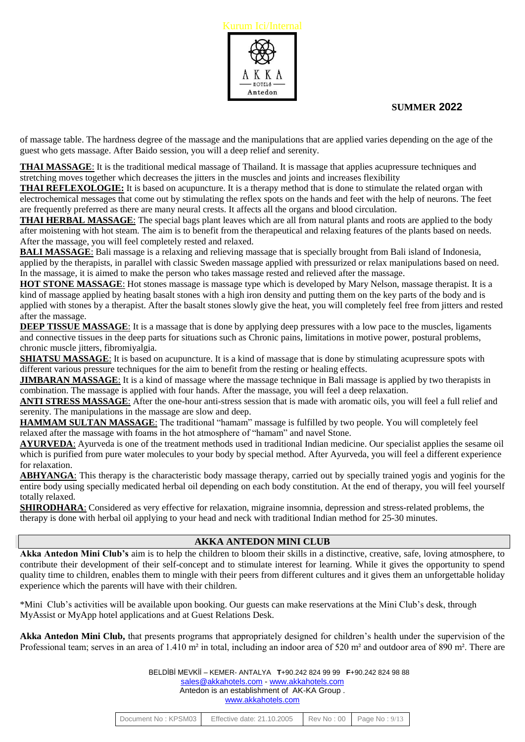of massage table. The hardness degree of the massage and the manipulations that are applied varies depending on the age of the guest who gets massage. After Baido session, you will a deep relief and serenity.

**THAI MASSAGE**: It is the traditional medical massage of Thailand. It is massage that applies acupressure techniques and stretching moves together which decreases the jitters in the muscles and joints and increases flexibility

**THAI REFLEXOLOGIE:** It is based on acupuncture. It is a therapy method that is done to stimulate the related organ with electrochemical messages that come out by stimulating the reflex spots on the hands and feet with the help of neurons. The feet are frequently preferred as there are many neural crests. It affects all the organs and blood circulation.

**THAI HERBAL MASSAGE**: The special bags plant leaves which are all from natural plants and roots are applied to the body after moistening with hot steam. The aim is to benefit from the therapeutical and relaxing features of the plants based on needs. After the massage, you will feel completely rested and relaxed.

**BALI MASSAGE**: Bali massage is a relaxing and relieving massage that is specially brought from Bali island of Indonesia, applied by the therapists, in parallel with classic Sweden massage applied with pressurized or relax manipulations based on need. In the massage, it is aimed to make the person who takes massage rested and relieved after the massage.

**HOT STONE MASSAGE**: Hot stones massage is massage type which is developed by Mary Nelson, massage therapist. It is a kind of massage applied by heating basalt stones with a high iron density and putting them on the key parts of the body and is applied with stones by a therapist. After the basalt stones slowly give the heat, you will completely feel free from jitters and rested after the massage.

**DEEP TISSUE MASSAGE**: It is a massage that is done by applying deep pressures with a low pace to the muscles, ligaments and connective tissues in the deep parts for situations such as Chronic pains, limitations in motive power, postural problems, chronic muscle jitters, fibromiyalgia.

**SHIATSU MASSAGE**: It is based on acupuncture. It is a kind of massage that is done by stimulating acupressure spots with different various pressure techniques for the aim to benefit from the resting or healing effects.

**JIMBARAN MASSAGE**: It is a kind of massage where the massage technique in Bali massage is applied by two therapists in combination. The massage is applied with four hands. After the massage, you will feel a deep relaxation.

**ANTI STRESS MASSAGE**: After the one-hour anti-stress session that is made with aromatic oils, you will feel a full relief and serenity. The manipulations in the massage are slow and deep.

**HAMMAM SULTAN MASSAGE**: The traditional "hamam" massage is fulfilled by two people. You will completely feel relaxed after the massage with foams in the hot atmosphere of "hamam" and navel Stone.

**AYURVEDA**: Ayurveda is one of the treatment methods used in traditional Indian medicine. Our specialist applies the sesame oil which is purified from pure water molecules to your body by special method. After Ayurveda, you will feel a different experience for relaxation.

**ABHYANGA**: This therapy is the characteristic body massage therapy, carried out by specially trained yogis and yoginis for the entire body using specially medicated herbal oil depending on each body constitution. At the end of therapy, you will feel yourself totally relaxed.

**SHIRODHARA**: Considered as very effective for relaxation, migraine insomnia, depression and stress-related problems, the therapy is done with herbal oil applying to your head and neck with traditional Indian method for 25-30 minutes.

## AKKA ANTEDON MINI CLUB

**Akka Antedon Mini Club's** aim is to help the children to bloom their skills in a distinctive, creative, safe, loving atmosphere, to contribute their development of their self-concept and to stimulate interest for learning. While it gives the opportunity to spend quality time to children, enables them to mingle with their peers from different cultures and it gives them an unforgettable holiday experience which the parents will have with their children.

*Mini Club's activities will be available upon booking. Our guests can make reservations at the Mini Club's desk, through MyAssist or MyApp hotel applications and at Guest Relations Desk.

**Akka Antedon Mini Club,** that presents programs that appropriately designed for children's health under the supervision of the Professional team; serves in an area of 1.410 m² in total, including an indoor area of 520 m² and outdoor area of 890 m². There are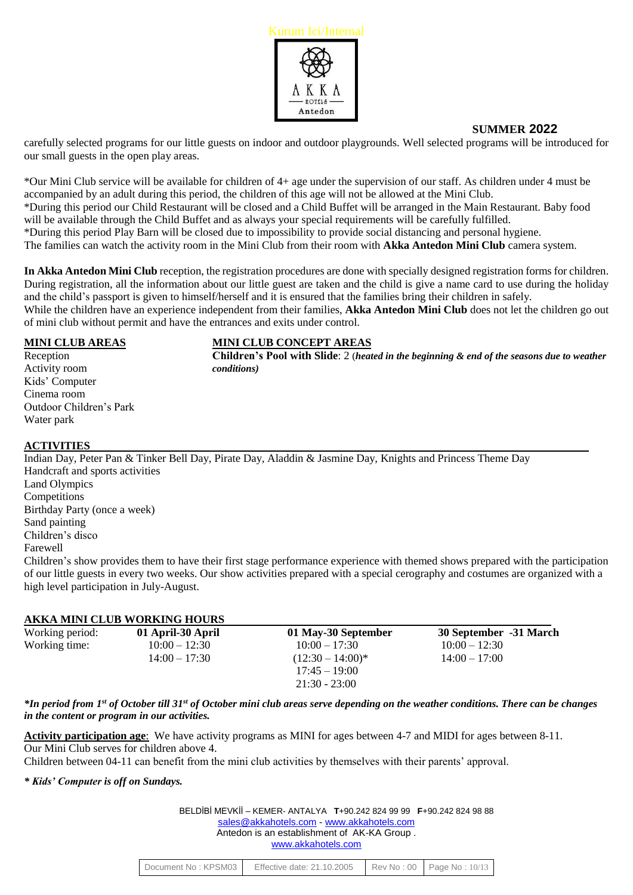Kurum Ici/Internal

AKKA HOTELS Antedon

**SUMMER 2022**

carefully selected programs for our little guests on indoor and outdoor playgrounds. Well selected programs will be introduced for our small guests in the open play areas.

*Our Mini Club service will be available for children of 4+ age under the supervision of our staff. As children under 4 must be accompanied by an adult during this period, the children of this age will not be allowed at the Mini Club.
*During this period our Child Restaurant will be closed and a Child Buffet will be arranged in the Main Restaurant. Baby food will be available through the Child Buffet and as always your special requirements will be carefully fulfilled.
*During this period Play Barn will be closed due to impossibility to provide social distancing and personal hygiene.
The families can watch the activity room in the Mini Club from their room with **Akka Antedon Mini Club** camera system.

**In Akka Antedon Mini Club** reception, the registration procedures are done with specially designed registration forms for children. During registration, all the information about our little guest are taken and the child is give a name card to use during the holiday and the child's passport is given to himself/herself and it is ensured that the families bring their children in safely.
While the children have an experience independent from their families, **Akka Antedon Mini Club** does not let the children go out of mini club without permit and have the entrances and exits under control.

**MINI CLUB AREAS**

Reception
Activity room
Kids' Computer
Cinema room
Outdoor Children's Park
Water park

**MINI CLUB CONCEPT AREAS**

**Children's Pool with Slide**: 2 (***heated in the beginning & end of the seasons due to weather conditions)***

**ACTIVITIES**

Indian Day, Peter Pan & Tinker Bell Day, Pirate Day, Aladdin & Jasmine Day, Knights and Princess Theme Day
Handcraft and sports activities
Land Olympics
Competitions
Birthday Party (once a week)
Sand painting
Children's disco
Farewell
Children's show provides them to have their first stage performance experience with themed shows prepared with the participation of our little guests in every two weeks. Our show activities prepared with a special cerography and costumes are organized with a high level participation in July-August.

**AKKA MINI CLUB WORKING HOURS**

| Working period: | **01 April-30 April** | **01 May-30 September** | **30 September -31 March** |
|---|---|---|---|
| Working time: | 10:00 – 12:30 | 10:00 – 17:30 | 10:00 – 12:30 |
| | 14:00 – 17:30 | (12:30 – 14:00)* | 14:00 – 17:00 |
| | | 17:45 – 19:00 | |
| | | 21:30 - 23:00 | |

***In period from 1st of October till 31st of October mini club areas serve depending on the weather conditions. There can be changes in the content or program in our activities.***

**Activity participation age**: We have activity programs as MINI for ages between 4-7 and MIDI for ages between 8-11.
Our Mini Club serves for children above 4.
Children between 04-11 can benefit from the mini club activities by themselves with their parents' approval.

***\* Kids' Computer is off on Sundays.***

BELDİBİ MEVKİİ – KEMER- ANTALYA **T**+90.242 824 99 99 **F**+90.242 824 98 88
sales@akkahotels.com - www.akkahotels.com
Antedon is an establishment of AK-KA Group .
www.akkahotels.com

| Document No : KPSM03 | Effective date: 21.10.2005 | Rev No : 00 | Page No : 10/13 |
|---|---|---|---|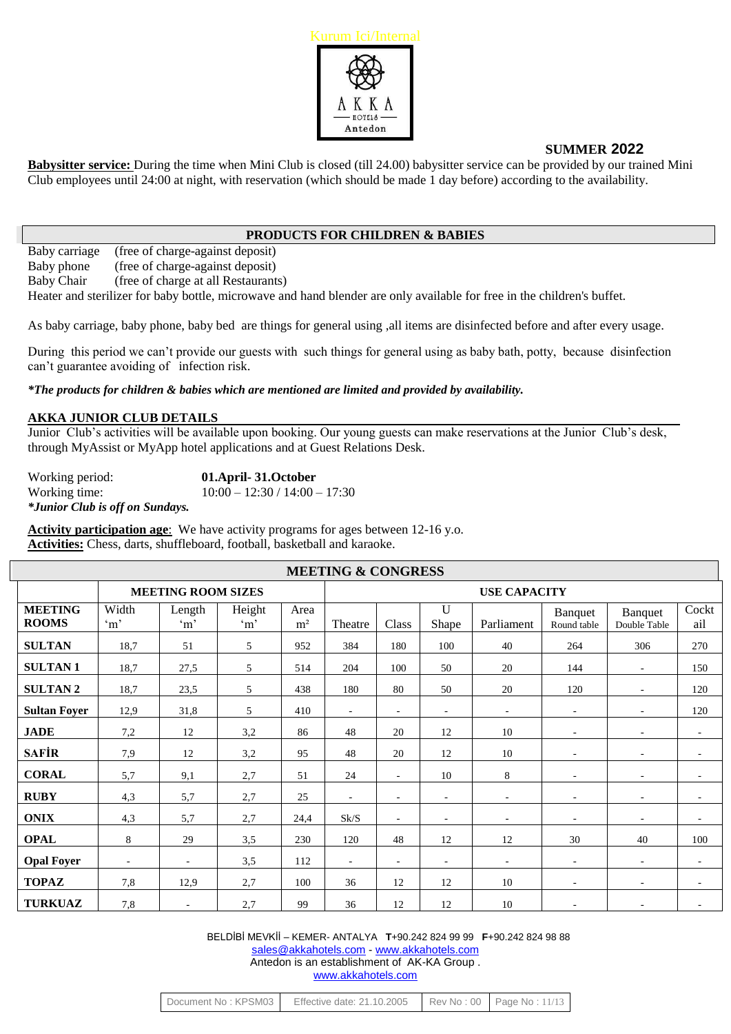Kurum Ici/Internal

**SUMMER 2022**

**Babysitter service:** During the time when Mini Club is closed (till 24.00) babysitter service can be provided by our trained Mini Club employees until 24:00 at night, with reservation (which should be made 1 day before) according to the availability.

## PRODUCTS FOR CHILDREN & BABIES

Baby carriage (free of charge-against deposit)
Baby phone (free of charge-against deposit)
Baby Chair (free of charge at all Restaurants)
Heater and sterilizer for baby bottle, microwave and hand blender are only available for free in the children's buffet.

As baby carriage, baby phone, baby bed are things for general using ,all items are disinfected before and after every usage.

During this period we can't provide our guests with such things for general using as baby bath, potty, because disinfection can't guarantee avoiding of infection risk.

***The products for children & babies which are mentioned are limited and provided by availability.***

## AKKA JUNIOR CLUB DETAILS

Junior Club's activities will be available upon booking. Our young guests can make reservations at the Junior Club's desk, through MyAssist or MyApp hotel applications and at Guest Relations Desk.

Working period: **01.April- 31.October**
Working time: 10:00 – 12:30 / 14:00 – 17:30
***Junior Club is off on Sundays.***

**Activity participation age**: We have activity programs for ages between 12-16 y.o.
**Activities:** Chess, darts, shuffleboard, football, basketball and karaoke.

## MEETING & CONGRESS

| | MEETING ROOM SIZES | | | | USE CAPACITY | | | | | | |
|---|---|---|---|---|---|---|---|---|---|---|---|
| **MEETING ROOMS** | Width 'm' | Length 'm' | Height 'm' | Area m² | Theatre | Class | U Shape | Parliament | Banquet Round table | Banquet Double Table | Cocktail |
| **SULTAN** | 18,7 | 51 | 5 | 952 | 384 | 180 | 100 | 40 | 264 | 306 | 270 |
| **SULTAN 1** | 18,7 | 27,5 | 5 | 514 | 204 | 100 | 50 | 20 | 144 | - | 150 |
| **SULTAN 2** | 18,7 | 23,5 | 5 | 438 | 180 | 80 | 50 | 20 | 120 | - | 120 |
| **Sultan Foyer** | 12,9 | 31,8 | 5 | 410 | - | - | - | - | - | - | 120 |
| **JADE** | 7,2 | 12 | 3,2 | 86 | 48 | 20 | 12 | 10 | - | - | - |
| **SAFİR** | 7,9 | 12 | 3,2 | 95 | 48 | 20 | 12 | 10 | - | - | - |
| **CORAL** | 5,7 | 9,1 | 2,7 | 51 | 24 | - | 10 | 8 | - | - | - |
| **RUBY** | 4,3 | 5,7 | 2,7 | 25 | - | - | - | - | - | - | - |
| **ONIX** | 4,3 | 5,7 | 2,7 | 24,4 | Sk/S | - | - | - | - | - | - |
| **OPAL** | 8 | 29 | 3,5 | 230 | 120 | 48 | 12 | 12 | 30 | 40 | 100 |
| **Opal Foyer** | - | - | 3,5 | 112 | - | - | - | - | - | - | - |
| **TOPAZ** | 7,8 | 12,9 | 2,7 | 100 | 36 | 12 | 12 | 10 | - | - | - |
| **TURKUAZ** | 7,8 | - | 2,7 | 99 | 36 | 12 | 12 | 10 | - | - | - |

BELDİBİ MEVKİİ – KEMER- ANTALYA **T**+90.242 824 99 99 **F**+90.242 824 98 88
sales@akkahotels.com - www.akkahotels.com
Antedon is an establishment of AK-KA Group .
www.akkahotels.com

| Document No : KPSM03 | Effective date: 21.10.2005 | Rev No : 00 |
|---|---|---|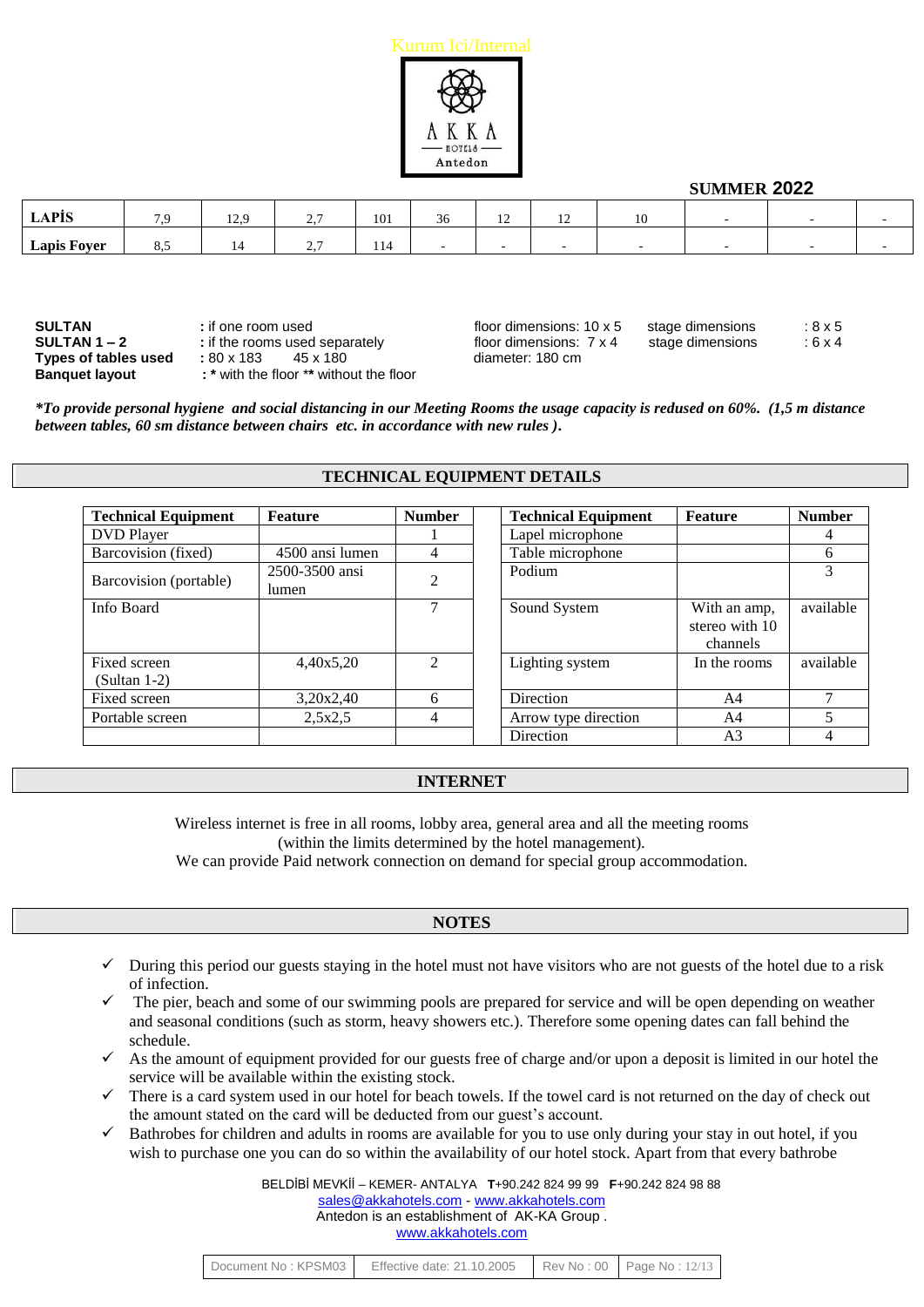Kurum Ici/Internal

AKKA HOTELS Antedon

**SUMMER 2022**

| **LAPİS** | 7,9 | 12,9 | 2,7 | 101 | 36 | 12 | 12 | 10 | - | - | - |
|---|---|---|---|---|---|---|---|---|---|---|---|
| **Lapis Foyer** | 8,5 | 14 | 2,7 | 114 | - | - | - | - | - | - | - |

**SULTAN** : if one room used — floor dimensions: 10 x 5 — stage dimensions : 8 x 5
**SULTAN 1 – 2** : if the rooms used separately — floor dimensions: 7 x 4 — stage dimensions : 6 x 4
**Types of tables used** : 80 x 183 45 x 180 — diameter: 180 cm
**Banquet layout** : * with the floor ** without the floor

***To provide personal hygiene and social distancing in our Meeting Rooms the usage capacity is redused on 60%. (1,5 m distance between tables, 60 sm distance between chairs etc. in accordance with new rules ).***

## TECHNICAL EQUIPMENT DETAILS

| Technical Equipment | Feature | Number |
|---|---|---|
| DVD Player | | 1 |
| Barcovision (fixed) | 4500 ansi lumen | 4 |
| Barcovision (portable) | 2500-3500 ansi lumen | 2 |
| Info Board | | 7 |
| Fixed screen (Sultan 1-2) | 4,40x5,20 | 2 |
| Fixed screen | 3,20x2,40 | 6 |
| Portable screen | 2,5x2,5 | 4 |

| Technical Equipment | Feature | Number |
|---|---|---|
| Lapel microphone | | 4 |
| Table microphone | | 6 |
| Podium | | 3 |
| Sound System | With an amp, stereo with 10 channels | available |
| Lighting system | In the rooms | available |
| Direction | A4 | 7 |
| Arrow type direction | A4 | 5 |
| Direction | A3 | 4 |

## INTERNET

Wireless internet is free in all rooms, lobby area, general area and all the meeting rooms (within the limits determined by the hotel management).
We can provide Paid network connection on demand for special group accommodation.

## NOTES

- ✓ During this period our guests staying in the hotel must not have visitors who are not guests of the hotel due to a risk of infection.
- ✓ The pier, beach and some of our swimming pools are prepared for service and will be open depending on weather and seasonal conditions (such as storm, heavy showers etc.). Therefore some opening dates can fall behind the schedule.
- ✓ As the amount of equipment provided for our guests free of charge and/or upon a deposit is limited in our hotel the service will be available within the existing stock.
- ✓ There is a card system used in our hotel for beach towels. If the towel card is not returned on the day of check out the amount stated on the card will be deducted from our guest's account.
- ✓ Bathrobes for children and adults in rooms are available for you to use only during your stay in out hotel, if you wish to purchase one you can do so within the availability of our hotel stock. Apart from that every bathrobe

BELDİBİ MEVKİİ – KEMER- ANTALYA **T**+90.242 824 99 99 **F**+90.242 824 98 88
sales@akkahotels.com - www.akkahotels.com
Antedon is an establishment of AK-KA Group .
www.akkahotels.com

| Document No : KPSM03 | Effective date: 21.10.2005 | Rev No : 00 | Page No : 12/13 |
|---|---|---|---|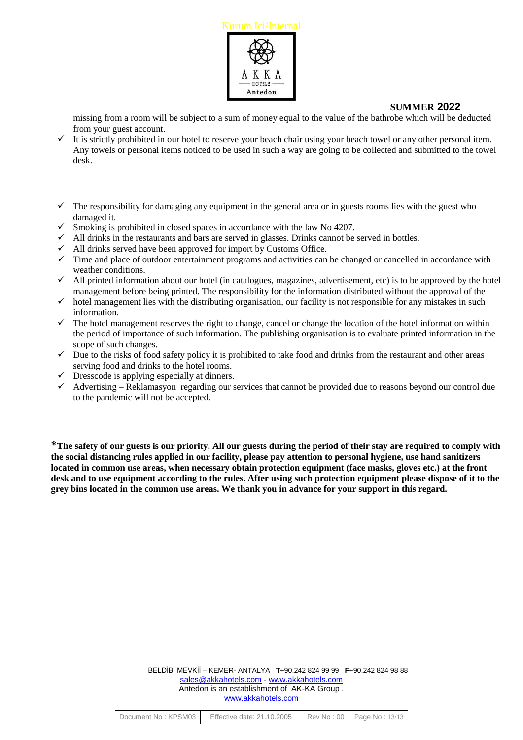missing from a room will be subject to a sum of money equal to the value of the bathrobe which will be deducted from your guest account.

- ✓ It is strictly prohibited in our hotel to reserve your beach chair using your beach towel or any other personal item. Any towels or personal items noticed to be used in such a way are going to be collected and submitted to the towel desk.

- ✓ The responsibility for damaging any equipment in the general area or in guests rooms lies with the guest who damaged it.
- ✓ Smoking is prohibited in closed spaces in accordance with the law No 4207.
- ✓ All drinks in the restaurants and bars are served in glasses. Drinks cannot be served in bottles.
- ✓ All drinks served have been approved for import by Customs Office.
- ✓ Time and place of outdoor entertainment programs and activities can be changed or cancelled in accordance with weather conditions.
- ✓ All printed information about our hotel (in catalogues, magazines, advertisement, etc) is to be approved by the hotel management before being printed. The responsibility for the information distributed without the approval of the
- ✓ hotel management lies with the distributing organisation, our facility is not responsible for any mistakes in such information.
- ✓ The hotel management reserves the right to change, cancel or change the location of the hotel information within the period of importance of such information. The publishing organisation is to evaluate printed information in the scope of such changes.
- ✓ Due to the risks of food safety policy it is prohibited to take food and drinks from the restaurant and other areas serving food and drinks to the hotel rooms.
- ✓ Dresscode is applying especially at dinners.
- ✓ Advertising – Reklamasyon regarding our services that cannot be provided due to reasons beyond our control due to the pandemic will not be accepted.

**\*The safety of our guests is our priority. All our guests during the period of their stay are required to comply with the social distancing rules applied in our facility, please pay attention to personal hygiene, use hand sanitizers located in common use areas, when necessary obtain protection equipment (face masks, gloves etc.) at the front desk and to use equipment according to the rules. After using such protection equipment please dispose of it to the grey bins located in the common use areas. We thank you in advance for your support in this regard.**